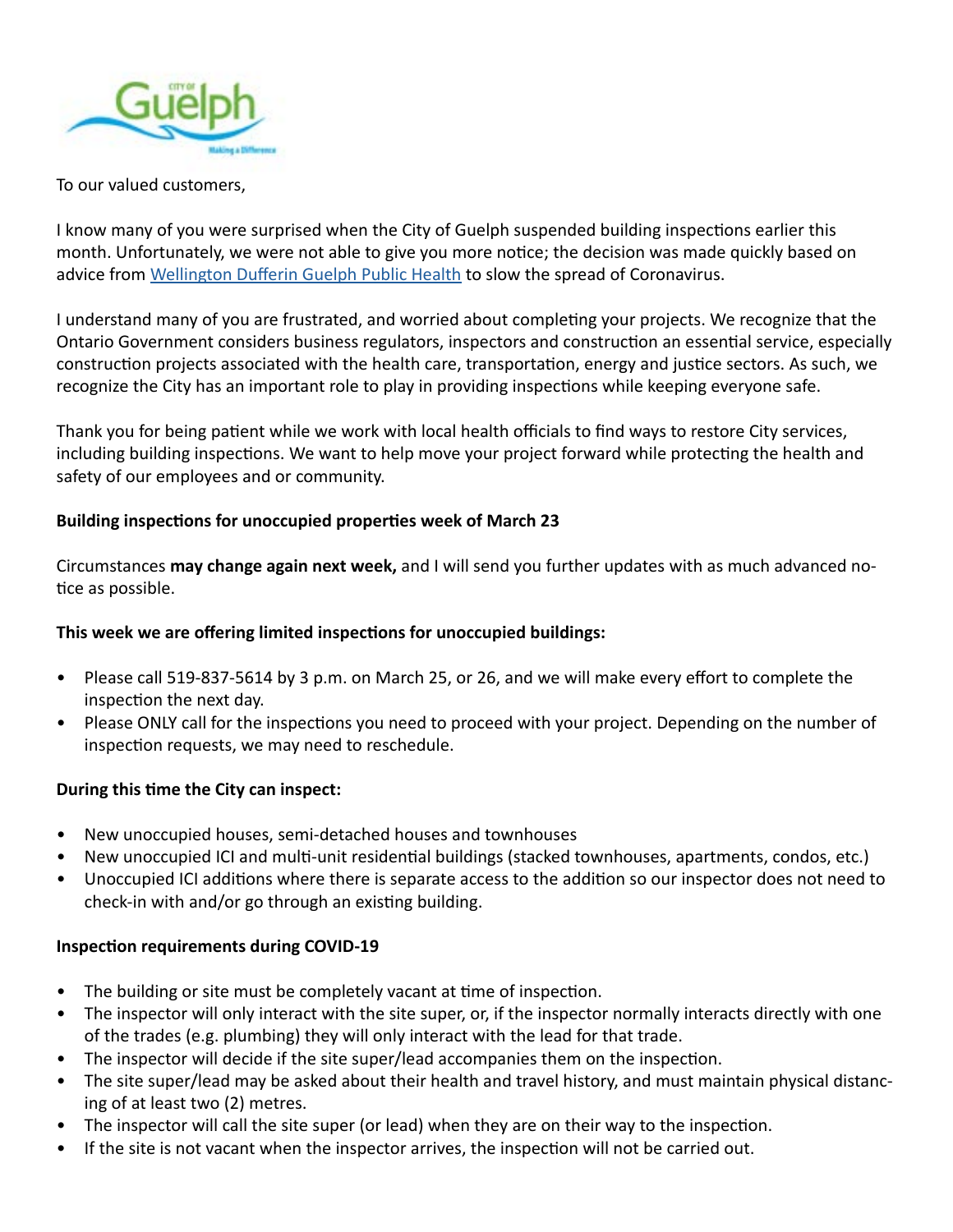To our valued customers,

I know many of you were surprised when the City of Guelph suspended building inspections earlier this month. Unfortunately, we were not able to give you more notice; the decision was made quickly based on advice from [Wellington Dufferin Guelph Public Health] to slow the spread of Coronavirus.

I understand many of you are frustrated, and worried about completing your projects. We recognize that the Ontario Government considers business regulators, inspectors and construction an essential service, especially construction projects associated with the health care, transportation, energy and justice sectors. As such, we recognize the City has an important role to play in providing inspections while keeping everyone safe.

Thank you for being patient while we work with local health officials to find ways to restore City services, including building inspections. We want to help move your project forward while protecting the health and safety of our employees and or community.

**Building inspections for unoccupied properties week of March 23**

Circumstances **may change again next week,** and I will send you further updates with as much advanced notice as possible.

**This week we are offering limited inspections for unoccupied buildings:**

- Please call 519-837-5614 by 3 p.m. on March 25, or 26, and we will make every effort to complete the inspection the next day.
- Please ONLY call for the inspections you need to proceed with your project. Depending on the number of inspection requests, we may need to reschedule.

**During this time the City can inspect:**

- New unoccupied houses, semi-detached houses and townhouses
- New unoccupied ICI and multi-unit residential buildings (stacked townhouses, apartments, condos, etc.)
- Unoccupied ICI additions where there is separate access to the addition so our inspector does not need to check-in with and/or go through an existing building.

**Inspection requirements during COVID-19**

- The building or site must be completely vacant at time of inspection.
- The inspector will only interact with the site super, or, if the inspector normally interacts directly with one of the trades (e.g. plumbing) they will only interact with the lead for that trade.
- The inspector will decide if the site super/lead accompanies them on the inspection.
- The site super/lead may be asked about their health and travel history, and must maintain physical distancing of at least two (2) metres.
- The inspector will call the site super (or lead) when they are on their way to the inspection.
- If the site is not vacant when the inspector arrives, the inspection will not be carried out.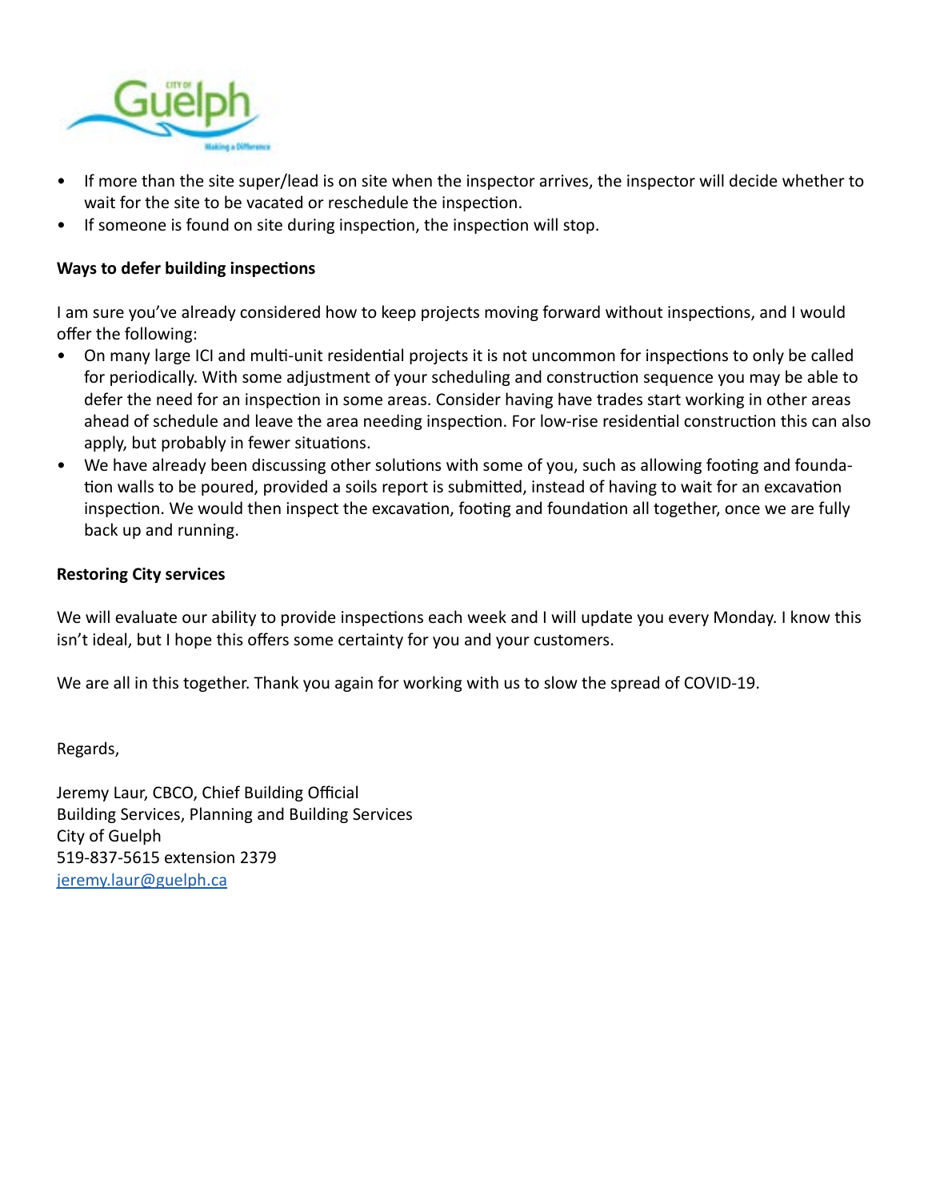- If more than the site super/lead is on site when the inspector arrives, the inspector will decide whether to wait for the site to be vacated or reschedule the inspection.
- If someone is found on site during inspection, the inspection will stop.

**Ways to defer building inspections**

I am sure you've already considered how to keep projects moving forward without inspections, and I would offer the following:

- On many large ICI and multi-unit residential projects it is not uncommon for inspections to only be called for periodically. With some adjustment of your scheduling and construction sequence you may be able to defer the need for an inspection in some areas. Consider having have trades start working in other areas ahead of schedule and leave the area needing inspection. For low-rise residential construction this can also apply, but probably in fewer situations.
- We have already been discussing other solutions with some of you, such as allowing footing and foundation walls to be poured, provided a soils report is submitted, instead of having to wait for an excavation inspection. We would then inspect the excavation, footing and foundation all together, once we are fully back up and running.

**Restoring City services**

We will evaluate our ability to provide inspections each week and I will update you every Monday. I know this isn't ideal, but I hope this offers some certainty for you and your customers.

We are all in this together. Thank you again for working with us to slow the spread of COVID-19.

Regards,

Jeremy Laur, CBCO, Chief Building Official
Building Services, Planning and Building Services
City of Guelph
519-837-5615 extension 2379
jeremy.laur@guelph.ca